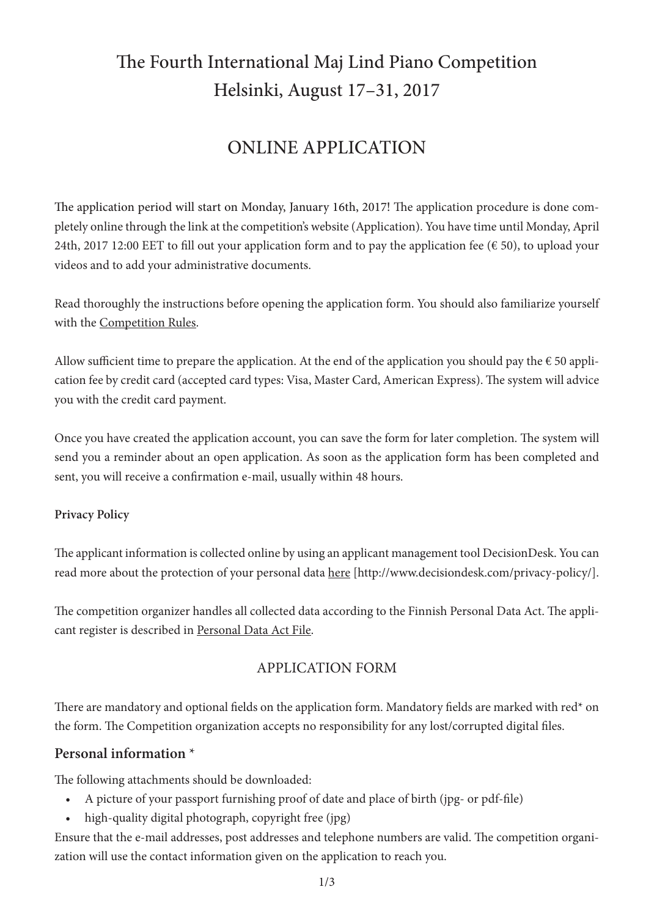# The Fourth International Maj Lind Piano Competition
# Helsinki, August 17–31, 2017

## ONLINE APPLICATION

The application period will start on Monday, January 16th, 2017! The application procedure is done completely online through the link at the competition's website (Application). You have time until Monday, April 24th, 2017 12:00 EET to fill out your application form and to pay the application fee (€ 50), to upload your videos and to add your administrative documents.

Read thoroughly the instructions before opening the application form. You should also familiarize yourself with the Competition Rules.

Allow sufficient time to prepare the application. At the end of the application you should pay the € 50 application fee by credit card (accepted card types: Visa, Master Card, American Express). The system will advice you with the credit card payment.

Once you have created the application account, you can save the form for later completion. The system will send you a reminder about an open application. As soon as the application form has been completed and sent, you will receive a confirmation e-mail, usually within 48 hours.

**Privacy Policy**

The applicant information is collected online by using an applicant management tool DecisionDesk. You can read more about the protection of your personal data here [http://www.decisiondesk.com/privacy-policy/].

The competition organizer handles all collected data according to the Finnish Personal Data Act. The applicant register is described in Personal Data Act File.

### APPLICATION FORM

There are mandatory and optional fields on the application form. Mandatory fields are marked with red* on the form. The Competition organization accepts no responsibility for any lost/corrupted digital files.

#### Personal information *

The following attachments should be downloaded:

- A picture of your passport furnishing proof of date and place of birth (jpg- or pdf-file)
- high-quality digital photograph, copyright free (jpg)

Ensure that the e-mail addresses, post addresses and telephone numbers are valid. The competition organization will use the contact information given on the application to reach you.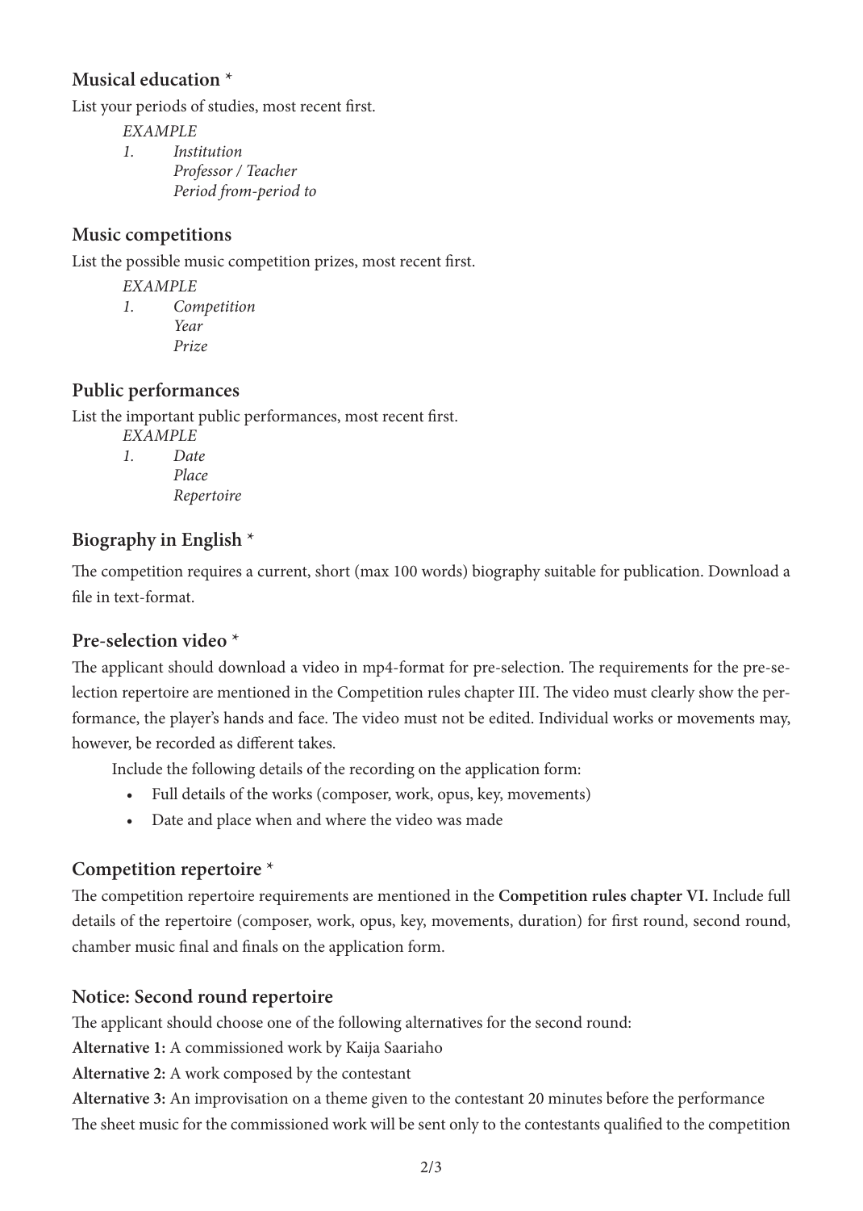### Musical education *

List your periods of studies, most recent first.

*EXAMPLE*

1. *Institution*
   *Professor / Teacher*
   *Period from-period to*

### Music competitions

List the possible music competition prizes, most recent first.

*EXAMPLE*

1. *Competition*
   *Year*
   *Prize*

### Public performances

List the important public performances, most recent first.

*EXAMPLE*

1. *Date*
   *Place*
   *Repertoire*

### Biography in English *

The competition requires a current, short (max 100 words) biography suitable for publication. Download a file in text-format.

### Pre-selection video *

The applicant should download a video in mp4-format for pre-selection. The requirements for the pre-selection repertoire are mentioned in the Competition rules chapter III. The video must clearly show the performance, the player's hands and face. The video must not be edited. Individual works or movements may, however, be recorded as different takes.

Include the following details of the recording on the application form:

- Full details of the works (composer, work, opus, key, movements)
- Date and place when and where the video was made

### Competition repertoire *

The competition repertoire requirements are mentioned in the **Competition rules chapter VI.** Include full details of the repertoire (composer, work, opus, key, movements, duration) for first round, second round, chamber music final and finals on the application form.

### Notice: Second round repertoire

The applicant should choose one of the following alternatives for the second round:

**Alternative 1:** A commissioned work by Kaija Saariaho

**Alternative 2:** A work composed by the contestant

**Alternative 3:** An improvisation on a theme given to the contestant 20 minutes before the performance

The sheet music for the commissioned work will be sent only to the contestants qualified to the competition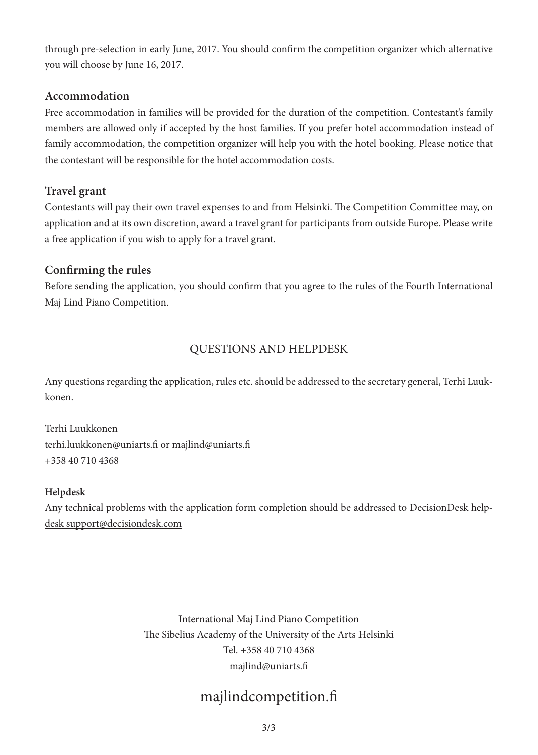through pre-selection in early June, 2017. You should confirm the competition organizer which alternative you will choose by June 16, 2017.

## Accommodation

Free accommodation in families will be provided for the duration of the competition. Contestant's family members are allowed only if accepted by the host families. If you prefer hotel accommodation instead of family accommodation, the competition organizer will help you with the hotel booking. Please notice that the contestant will be responsible for the hotel accommodation costs.

## Travel grant

Contestants will pay their own travel expenses to and from Helsinki. The Competition Committee may, on application and at its own discretion, award a travel grant for participants from outside Europe. Please write a free application if you wish to apply for a travel grant.

## Confirming the rules

Before sending the application, you should confirm that you agree to the rules of the Fourth International Maj Lind Piano Competition.

# QUESTIONS AND HELPDESK

Any questions regarding the application, rules etc. should be addressed to the secretary general, Terhi Luukkonen.

Terhi Luukkonen
terhi.luukkonen@uniarts.fi or majlind@uniarts.fi
+358 40 710 4368

**Helpdesk**

Any technical problems with the application form completion should be addressed to DecisionDesk helpdesk support@decisiondesk.com

International Maj Lind Piano Competition
The Sibelius Academy of the University of the Arts Helsinki
Tel. +358 40 710 4368
majlind@uniarts.fi

majlindcompetition.fi